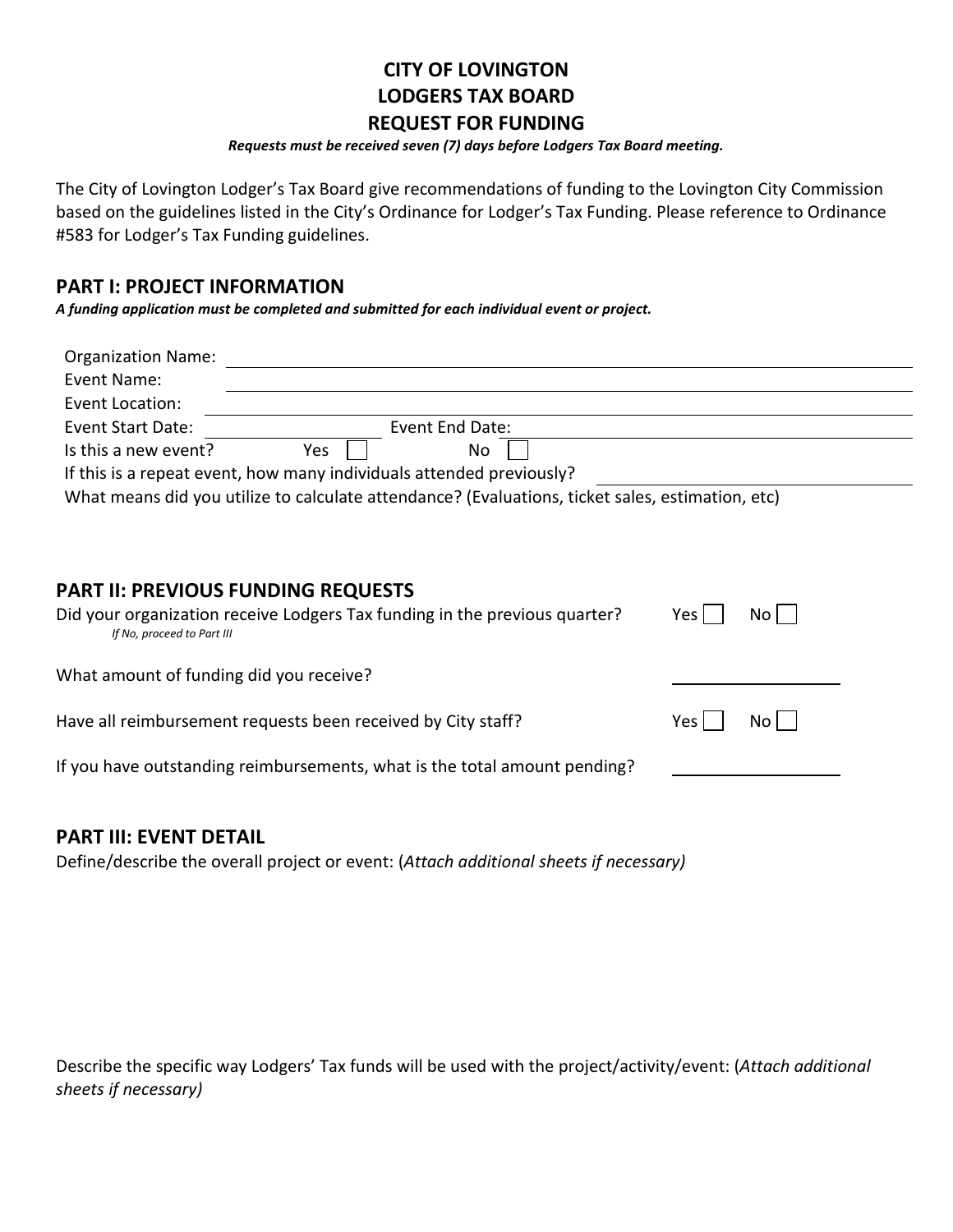# CITY OF LOVINGTON
# LODGERS TAX BOARD
# REQUEST FOR FUNDING

***Requests must be received seven (7) days before Lodgers Tax Board meeting.***

The City of Lovington Lodger's Tax Board give recommendations of funding to the Lovington City Commission based on the guidelines listed in the City's Ordinance for Lodger's Tax Funding. Please reference to Ordinance #583 for Lodger's Tax Funding guidelines.

## PART I: PROJECT INFORMATION

***A funding application must be completed and submitted for each individual event or project.***

Organization Name: ______________________________

Event Name: ______________________________

Event Location: ______________________________

Event Start Date: ______________ Event End Date: ______________

Is this a new event? Yes ☐ No ☐

If this is a repeat event, how many individuals attended previously? ______________

What means did you utilize to calculate attendance? (Evaluations, ticket sales, estimation, etc)

## PART II: PREVIOUS FUNDING REQUESTS

Did your organization receive Lodgers Tax funding in the previous quarter? Yes ☐ No ☐

*If No, proceed to Part III*

What amount of funding did you receive? ______________

Have all reimbursement requests been received by City staff? Yes ☐ No ☐

If you have outstanding reimbursements, what is the total amount pending? ______________

## PART III: EVENT DETAIL

Define/describe the overall project or event: (*Attach additional sheets if necessary)*

Describe the specific way Lodgers' Tax funds will be used with the project/activity/event: (*Attach additional sheets if necessary)*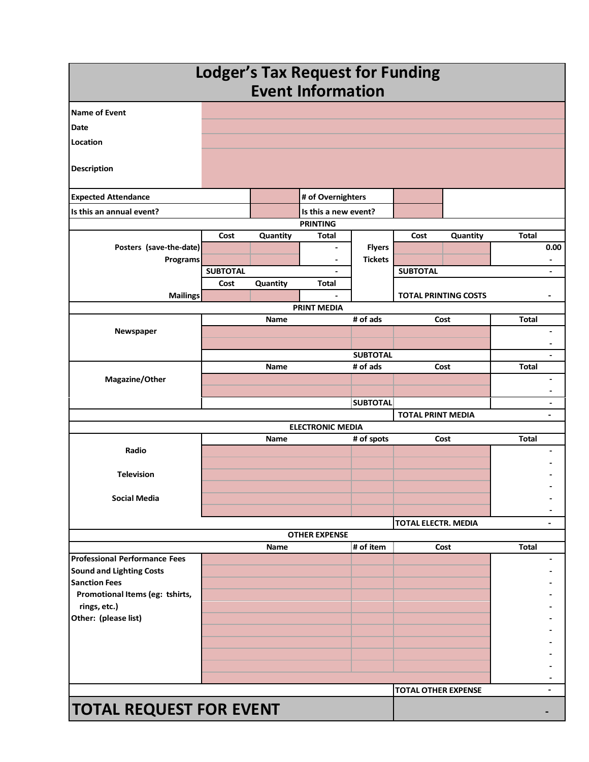# Lodger's Tax Request for Funding
## Event Information

| | |
|---|---|
| Name of Event | |
| Date | |
| Location | |
| Description | |

| | | | |
|---|---|---|---|
| Expected Attendance | | # of Overnighters | |
| Is this an annual event? | | Is this a new event? | |

### PRINTING

| | Cost | Quantity | Total | | Cost | Quantity | Total |
|---|---|---|---|---|---|---|---|
| Posters (save-the-date) | | | - | Flyers | | | 0.00 |
| Programs | | | - | Tickets | | | - |
| | SUBTOTAL | | - | | SUBTOTAL | | - |
| | Cost | Quantity | Total | | | | |
| Mailings | | | - | | TOTAL PRINTING COSTS | | - |

### PRINT MEDIA

| | Name | # of ads | Cost | Total |
|---|---|---|---|---|
| Newspaper | | | | - |
| | | | | - |
| | | SUBTOTAL | | - |
| | Name | # of ads | Cost | Total |
| Magazine/Other | | | | - |
| | | | | - |
| | | SUBTOTAL | | - |
| | | | TOTAL PRINT MEDIA | - |

### ELECTRONIC MEDIA

| | Name | # of spots | Cost | Total |
|---|---|---|---|---|
| Radio | | | | - |
| | | | | - |
| Television | | | | - |
| | | | | - |
| Social Media | | | | - |
| | | | | - |
| | | | TOTAL ELECTR. MEDIA | - |

### OTHER EXPENSE

| | Name | # of item | Cost | Total |
|---|---|---|---|---|
| Professional Performance Fees | | | | - |
| Sound and Lighting Costs | | | | - |
| Sanction Fees | | | | - |
| Promotional Items (eg: tshirts, | | | | - |
| rings, etc.) | | | | - |
| Other: (please list) | | | | - |
| | | | | - |
| | | | | - |
| | | | | - |
| | | | | - |
| | | | | - |
| | | | TOTAL OTHER EXPENSE | - |

| | |
|---|---|
| **TOTAL REQUEST FOR EVENT** | - |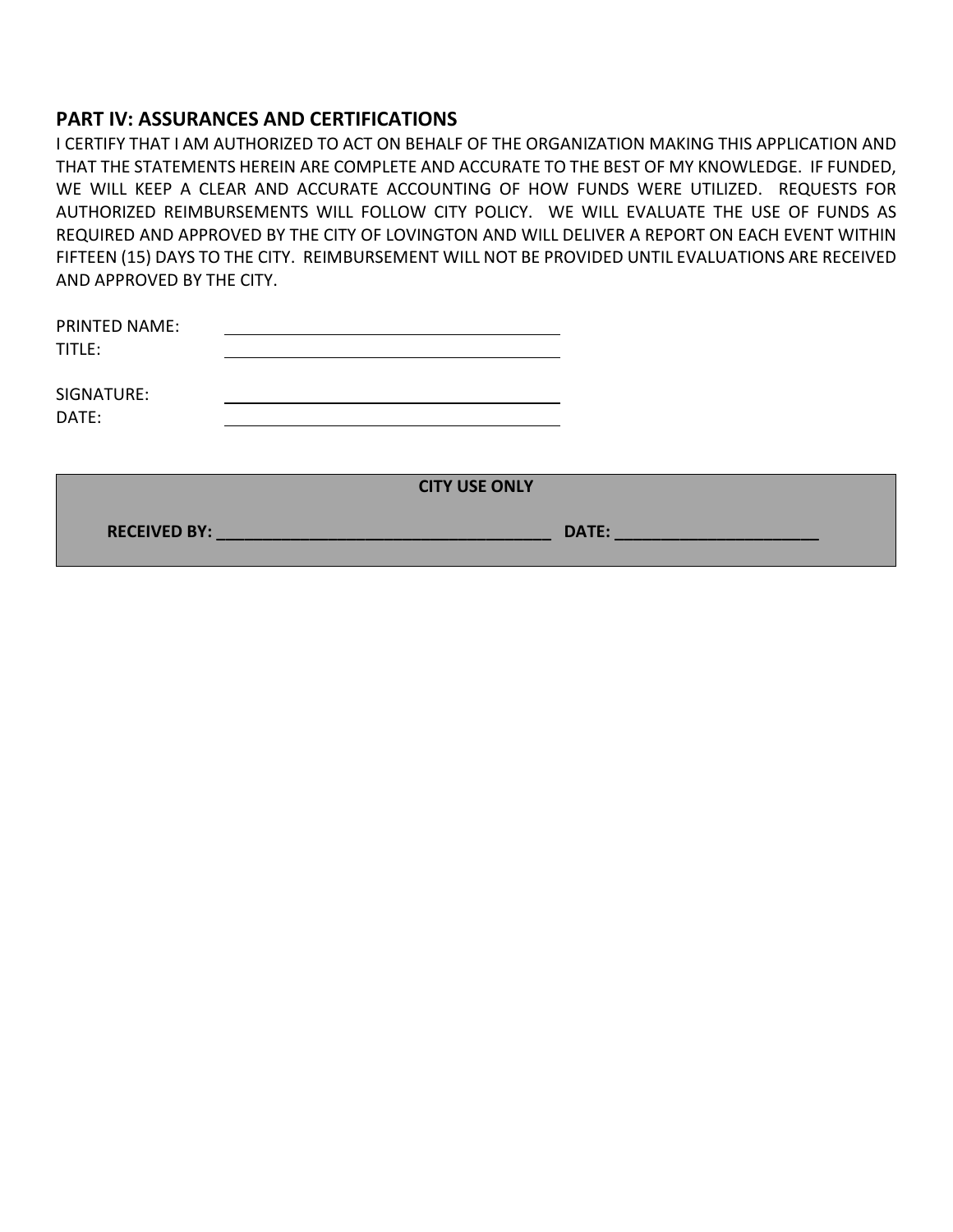## PART IV: ASSURANCES AND CERTIFICATIONS

I CERTIFY THAT I AM AUTHORIZED TO ACT ON BEHALF OF THE ORGANIZATION MAKING THIS APPLICATION AND THAT THE STATEMENTS HEREIN ARE COMPLETE AND ACCURATE TO THE BEST OF MY KNOWLEDGE. IF FUNDED, WE WILL KEEP A CLEAR AND ACCURATE ACCOUNTING OF HOW FUNDS WERE UTILIZED. REQUESTS FOR AUTHORIZED REIMBURSEMENTS WILL FOLLOW CITY POLICY. WE WILL EVALUATE THE USE OF FUNDS AS REQUIRED AND APPROVED BY THE CITY OF LOVINGTON AND WILL DELIVER A REPORT ON EACH EVENT WITHIN FIFTEEN (15) DAYS TO THE CITY. REIMBURSEMENT WILL NOT BE PROVIDED UNTIL EVALUATIONS ARE RECEIVED AND APPROVED BY THE CITY.

PRINTED NAME: ______________________________________

TITLE: ______________________________________

SIGNATURE: ______________________________________

DATE: ______________________________________

**CITY USE ONLY**

**RECEIVED BY: ______________________________________ DATE: ______________________**